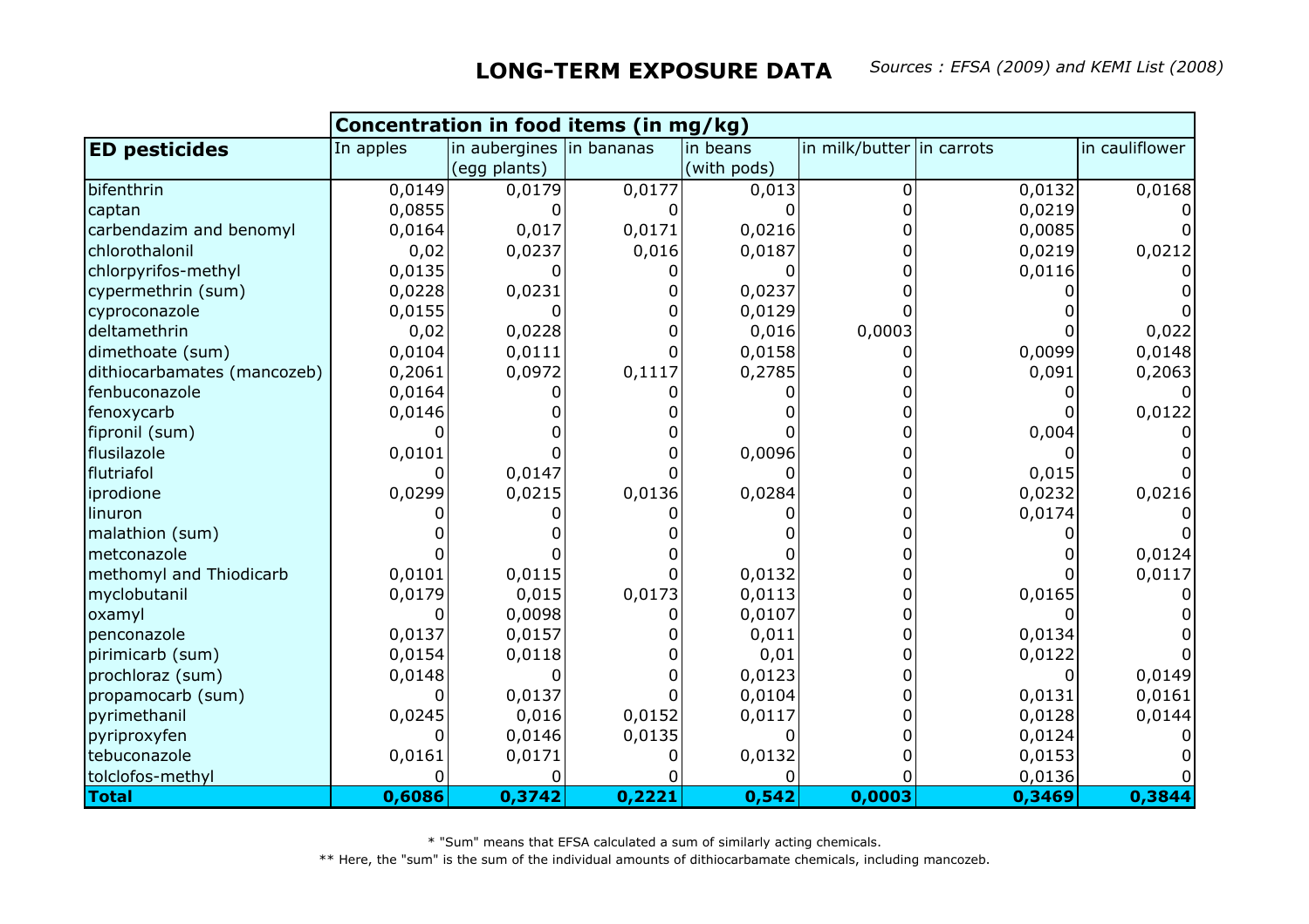# LONG-TERM EXPOSURE DATA

*Sources : EFSA (2009) and KEMI List (2008)*

| | Concentration in food items (in mg/kg) | | | | | | |
|---|---|---|---|---|---|---|---|
| **ED pesticides** | In apples | in aubergines (egg plants) | in bananas | in beans (with pods) | in milk/butter | in carrots | in cauliflower |
| bifenthrin | 0,0149 | 0,0179 | 0,0177 | 0,013 | 0 | 0,0132 | 0,0168 |
| captan | 0,0855 | 0 | 0 | 0 | 0 | 0,0219 | 0 |
| carbendazim and benomyl | 0,0164 | 0,017 | 0,0171 | 0,0216 | 0 | 0,0085 | 0 |
| chlorothalonil | 0,02 | 0,0237 | 0,016 | 0,0187 | 0 | 0,0219 | 0,0212 |
| chlorpyrifos-methyl | 0,0135 | 0 | 0 | 0 | 0 | 0,0116 | 0 |
| cypermethrin (sum) | 0,0228 | 0,0231 | 0 | 0,0237 | 0 | 0 | 0 |
| cyproconazole | 0,0155 | 0 | 0 | 0,0129 | 0 | 0 | 0 |
| deltamethrin | 0,02 | 0,0228 | 0 | 0,016 | 0,0003 | 0 | 0,022 |
| dimethoate (sum) | 0,0104 | 0,0111 | 0 | 0,0158 | 0 | 0,0099 | 0,0148 |
| dithiocarbamates (mancozeb) | 0,2061 | 0,0972 | 0,1117 | 0,2785 | 0 | 0,091 | 0,2063 |
| fenbuconazole | 0,0164 | 0 | 0 | 0 | 0 | 0 | 0 |
| fenoxycarb | 0,0146 | 0 | 0 | 0 | 0 | 0 | 0,0122 |
| fipronil (sum) | 0 | 0 | 0 | 0 | 0 | 0,004 | 0 |
| flusilazole | 0,0101 | 0 | 0 | 0,0096 | 0 | 0 | 0 |
| flutriafol | 0 | 0,0147 | 0 | 0 | 0 | 0,015 | 0 |
| iprodione | 0,0299 | 0,0215 | 0,0136 | 0,0284 | 0 | 0,0232 | 0,0216 |
| linuron | 0 | 0 | 0 | 0 | 0 | 0,0174 | 0 |
| malathion (sum) | 0 | 0 | 0 | 0 | 0 | 0 | 0 |
| metconazole | 0 | 0 | 0 | 0 | 0 | 0 | 0,0124 |
| methomyl and Thiodicarb | 0,0101 | 0,0115 | 0 | 0,0132 | 0 | 0 | 0,0117 |
| myclobutanil | 0,0179 | 0,015 | 0,0173 | 0,0113 | 0 | 0,0165 | 0 |
| oxamyl | 0 | 0,0098 | 0 | 0,0107 | 0 | 0 | 0 |
| penconazole | 0,0137 | 0,0157 | 0 | 0,011 | 0 | 0,0134 | 0 |
| pirimicarb (sum) | 0,0154 | 0,0118 | 0 | 0,01 | 0 | 0,0122 | 0 |
| prochloraz (sum) | 0,0148 | 0 | 0 | 0,0123 | 0 | 0 | 0,0149 |
| propamocarb (sum) | 0 | 0,0137 | 0 | 0,0104 | 0 | 0,0131 | 0,0161 |
| pyrimethanil | 0,0245 | 0,016 | 0,0152 | 0,0117 | 0 | 0,0128 | 0,0144 |
| pyriproxyfen | 0 | 0,0146 | 0,0135 | 0 | 0 | 0,0124 | 0 |
| tebuconazole | 0,0161 | 0,0171 | 0 | 0,0132 | 0 | 0,0153 | 0 |
| tolclofos-methyl | 0 | 0 | 0 | 0 | 0 | 0,0136 | 0 |
| **Total** | **0,6086** | **0,3742** | **0,2221** | **0,542** | **0,0003** | **0,3469** | **0,3844** |

* "Sum" means that EFSA calculated a sum of similarly acting chemicals.

** Here, the "sum" is the sum of the individual amounts of dithiocarbamate chemicals, including mancozeb.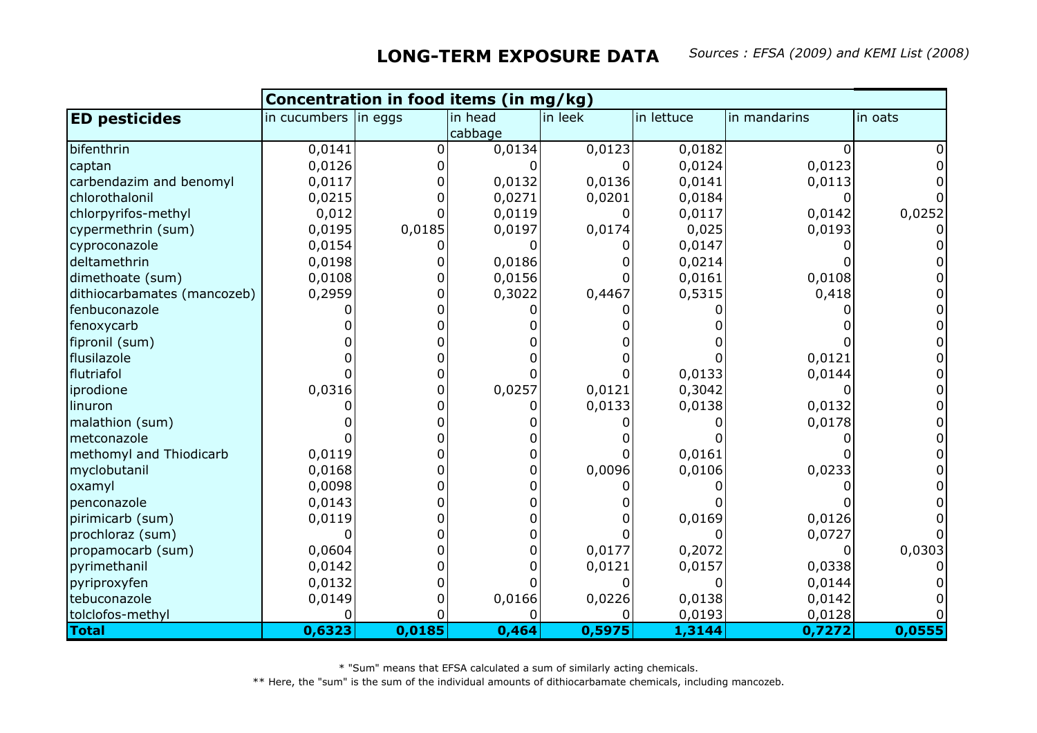## LONG-TERM EXPOSURE DATA

*Sources : EFSA (2009) and KEMI List (2008)*

| | Concentration in food items (in mg/kg) | | | | | | |
|---|---|---|---|---|---|---|---|
| **ED pesticides** | in cucumbers | in eggs | in head cabbage | in leek | in lettuce | in mandarins | in oats |
| bifenthrin | 0,0141 | 0 | 0,0134 | 0,0123 | 0,0182 | 0 | 0 |
| captan | 0,0126 | 0 | 0 | 0 | 0,0124 | 0,0123 | 0 |
| carbendazim and benomyl | 0,0117 | 0 | 0,0132 | 0,0136 | 0,0141 | 0,0113 | 0 |
| chlorothalonil | 0,0215 | 0 | 0,0271 | 0,0201 | 0,0184 | 0 | 0 |
| chlorpyrifos-methyl | 0,012 | 0 | 0,0119 | 0 | 0,0117 | 0,0142 | 0,0252 |
| cypermethrin (sum) | 0,0195 | 0,0185 | 0,0197 | 0,0174 | 0,025 | 0,0193 | 0 |
| cyproconazole | 0,0154 | 0 | 0 | 0 | 0,0147 | 0 | 0 |
| deltamethrin | 0,0198 | 0 | 0,0186 | 0 | 0,0214 | 0 | 0 |
| dimethoate (sum) | 0,0108 | 0 | 0,0156 | 0 | 0,0161 | 0,0108 | 0 |
| dithiocarbamates (mancozeb) | 0,2959 | 0 | 0,3022 | 0,4467 | 0,5315 | 0,418 | 0 |
| fenbuconazole | 0 | 0 | 0 | 0 | 0 | 0 | 0 |
| fenoxycarb | 0 | 0 | 0 | 0 | 0 | 0 | 0 |
| fipronil (sum) | 0 | 0 | 0 | 0 | 0 | 0 | 0 |
| flusilazole | 0 | 0 | 0 | 0 | 0 | 0,0121 | 0 |
| flutriafol | 0 | 0 | 0 | 0 | 0,0133 | 0,0144 | 0 |
| iprodione | 0,0316 | 0 | 0,0257 | 0,0121 | 0,3042 | 0 | 0 |
| linuron | 0 | 0 | 0 | 0,0133 | 0,0138 | 0,0132 | 0 |
| malathion (sum) | 0 | 0 | 0 | 0 | 0 | 0,0178 | 0 |
| metconazole | 0 | 0 | 0 | 0 | 0 | 0 | 0 |
| methomyl and Thiodicarb | 0,0119 | 0 | 0 | 0 | 0,0161 | 0 | 0 |
| myclobutanil | 0,0168 | 0 | 0 | 0,0096 | 0,0106 | 0,0233 | 0 |
| oxamyl | 0,0098 | 0 | 0 | 0 | 0 | 0 | 0 |
| penconazole | 0,0143 | 0 | 0 | 0 | 0 | 0 | 0 |
| pirimicarb (sum) | 0,0119 | 0 | 0 | 0 | 0,0169 | 0,0126 | 0 |
| prochloraz (sum) | 0 | 0 | 0 | 0 | 0 | 0,0727 | 0 |
| propamocarb (sum) | 0,0604 | 0 | 0 | 0,0177 | 0,2072 | 0 | 0,0303 |
| pyrimethanil | 0,0142 | 0 | 0 | 0,0121 | 0,0157 | 0,0338 | 0 |
| pyriproxyfen | 0,0132 | 0 | 0 | 0 | 0 | 0,0144 | 0 |
| tebuconazole | 0,0149 | 0 | 0,0166 | 0,0226 | 0,0138 | 0,0142 | 0 |
| tolclofos-methyl | 0 | 0 | 0 | 0 | 0,0193 | 0,0128 | 0 |
| **Total** | **0,6323** | **0,0185** | **0,464** | **0,5975** | **1,3144** | **0,7272** | **0,0555** |

\* "Sum" means that EFSA calculated a sum of similarly acting chemicals.

\*\* Here, the "sum" is the sum of the individual amounts of dithiocarbamate chemicals, including mancozeb.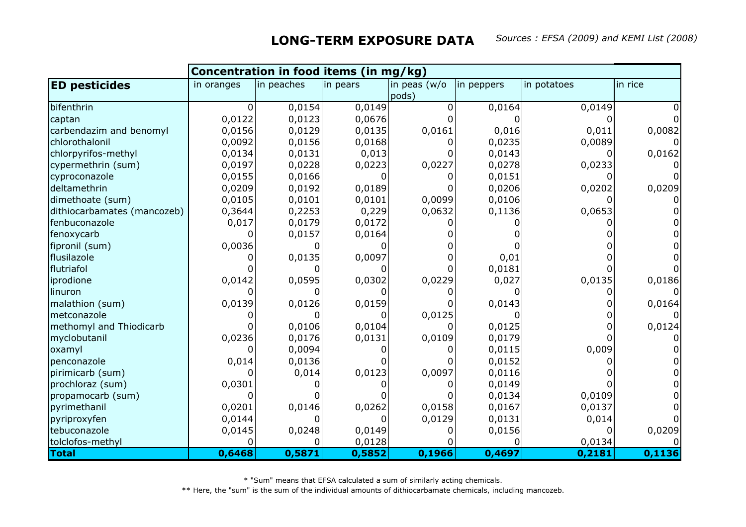## LONG-TERM EXPOSURE DATA

*Sources : EFSA (2009) and KEMI List (2008)*

| ED pesticides | Concentration in food items (in mg/kg) | | | | | | |
|---|---|---|---|---|---|---|---|
| | in oranges | in peaches | in pears | in peas (w/o pods) | in peppers | in potatoes | in rice |
| bifenthrin | 0 | 0,0154 | 0,0149 | 0 | 0,0164 | 0,0149 | 0 |
| captan | 0,0122 | 0,0123 | 0,0676 | 0 | 0 | 0 | 0 |
| carbendazim and benomyl | 0,0156 | 0,0129 | 0,0135 | 0,0161 | 0,016 | 0,011 | 0,0082 |
| chlorothalonil | 0,0092 | 0,0156 | 0,0168 | 0 | 0,0235 | 0,0089 | 0 |
| chlorpyrifos-methyl | 0,0134 | 0,0131 | 0,013 | 0 | 0,0143 | 0 | 0,0162 |
| cypermethrin (sum) | 0,0197 | 0,0228 | 0,0223 | 0,0227 | 0,0278 | 0,0233 | 0 |
| cyproconazole | 0,0155 | 0,0166 | 0 | 0 | 0,0151 | 0 | 0 |
| deltamethrin | 0,0209 | 0,0192 | 0,0189 | 0 | 0,0206 | 0,0202 | 0,0209 |
| dimethoate (sum) | 0,0105 | 0,0101 | 0,0101 | 0,0099 | 0,0106 | 0 | 0 |
| dithiocarbamates (mancozeb) | 0,3644 | 0,2253 | 0,229 | 0,0632 | 0,1136 | 0,0653 | 0 |
| fenbuconazole | 0,017 | 0,0179 | 0,0172 | 0 | 0 | 0 | 0 |
| fenoxycarb | 0 | 0,0157 | 0,0164 | 0 | 0 | 0 | 0 |
| fipronil (sum) | 0,0036 | 0 | 0 | 0 | 0 | 0 | 0 |
| flusilazole | 0 | 0,0135 | 0,0097 | 0 | 0,01 | 0 | 0 |
| flutriafol | 0 | 0 | 0 | 0 | 0,0181 | 0 | 0 |
| iprodione | 0,0142 | 0,0595 | 0,0302 | 0,0229 | 0,027 | 0,0135 | 0,0186 |
| linuron | 0 | 0 | 0 | 0 | 0 | 0 | 0 |
| malathion (sum) | 0,0139 | 0,0126 | 0,0159 | 0 | 0,0143 | 0 | 0,0164 |
| metconazole | 0 | 0 | 0 | 0,0125 | 0 | 0 | 0 |
| methomyl and Thiodicarb | 0 | 0,0106 | 0,0104 | 0 | 0,0125 | 0 | 0,0124 |
| myclobutanil | 0,0236 | 0,0176 | 0,0131 | 0,0109 | 0,0179 | 0 | 0 |
| oxamyl | 0 | 0,0094 | 0 | 0 | 0,0115 | 0,009 | 0 |
| penconazole | 0,014 | 0,0136 | 0 | 0 | 0,0152 | 0 | 0 |
| pirimicarb (sum) | 0 | 0,014 | 0,0123 | 0,0097 | 0,0116 | 0 | 0 |
| prochloraz (sum) | 0,0301 | 0 | 0 | 0 | 0,0149 | 0 | 0 |
| propamocarb (sum) | 0 | 0 | 0 | 0 | 0,0134 | 0,0109 | 0 |
| pyrimethanil | 0,0201 | 0,0146 | 0,0262 | 0,0158 | 0,0167 | 0,0137 | 0 |
| pyriproxyfen | 0,0144 | 0 | 0 | 0,0129 | 0,0131 | 0,014 | 0 |
| tebuconazole | 0,0145 | 0,0248 | 0,0149 | 0 | 0,0156 | 0 | 0,0209 |
| tolclofos-methyl | 0 | 0 | 0,0128 | 0 | 0 | 0,0134 | 0 |
| **Total** | **0,6468** | **0,5871** | **0,5852** | **0,1966** | **0,4697** | **0,2181** | **0,1136** |

* "Sum" means that EFSA calculated a sum of similarly acting chemicals.

** Here, the "sum" is the sum of the individual amounts of dithiocarbamate chemicals, including mancozeb.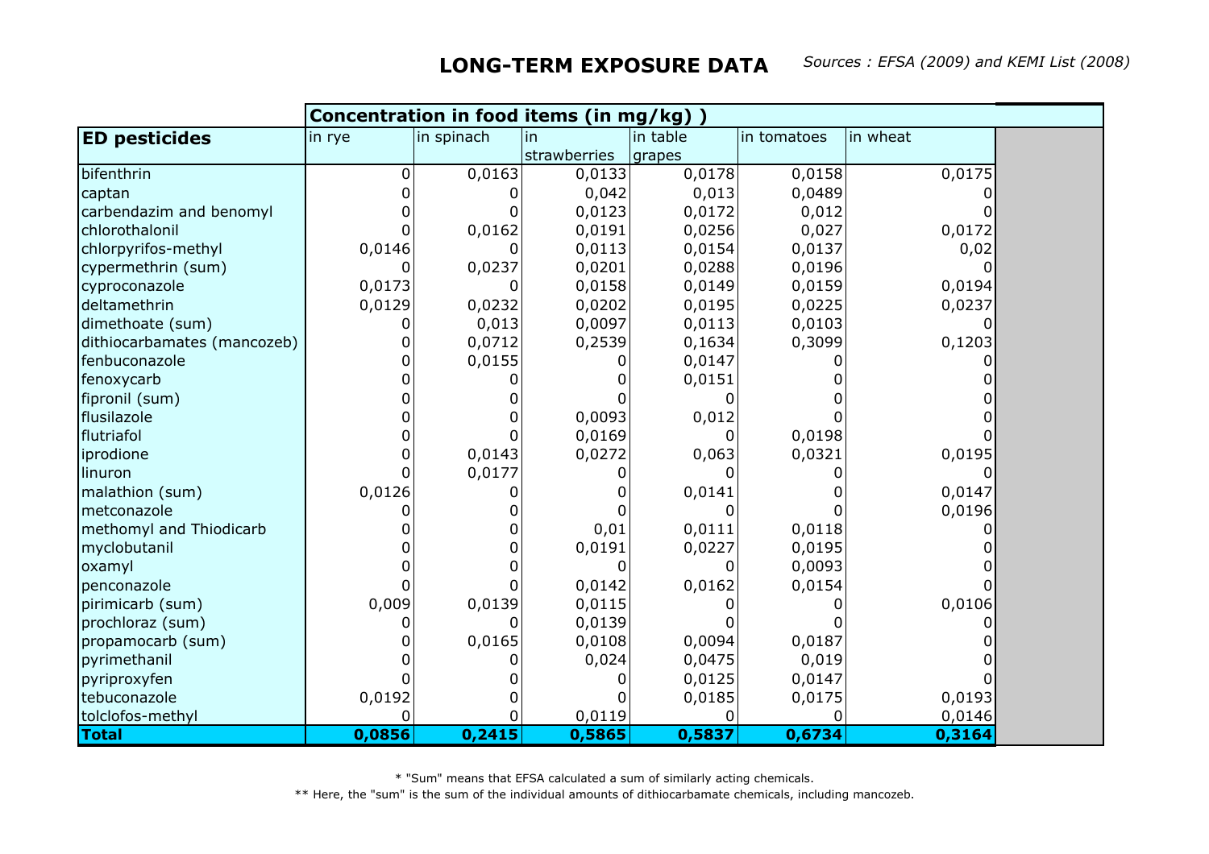# LONG-TERM EXPOSURE DATA

*Sources : EFSA (2009) and KEMI List (2008)*

| | Concentration in food items (in mg/kg) ) | | | | | |
|---|---|---|---|---|---|---|
| **ED pesticides** | in rye | in spinach | in strawberries | in table grapes | in tomatoes | in wheat |
| bifenthrin | 0 | 0,0163 | 0,0133 | 0,0178 | 0,0158 | 0,0175 |
| captan | 0 | 0 | 0,042 | 0,013 | 0,0489 | 0 |
| carbendazim and benomyl | 0 | 0 | 0,0123 | 0,0172 | 0,012 | 0 |
| chlorothalonil | 0 | 0,0162 | 0,0191 | 0,0256 | 0,027 | 0,0172 |
| chlorpyrifos-methyl | 0,0146 | 0 | 0,0113 | 0,0154 | 0,0137 | 0,02 |
| cypermethrin (sum) | 0 | 0,0237 | 0,0201 | 0,0288 | 0,0196 | 0 |
| cyproconazole | 0,0173 | 0 | 0,0158 | 0,0149 | 0,0159 | 0,0194 |
| deltamethrin | 0,0129 | 0,0232 | 0,0202 | 0,0195 | 0,0225 | 0,0237 |
| dimethoate (sum) | 0 | 0,013 | 0,0097 | 0,0113 | 0,0103 | 0 |
| dithiocarbamates (mancozeb) | 0 | 0,0712 | 0,2539 | 0,1634 | 0,3099 | 0,1203 |
| fenbuconazole | 0 | 0,0155 | 0 | 0,0147 | 0 | 0 |
| fenoxycarb | 0 | 0 | 0 | 0,0151 | 0 | 0 |
| fipronil (sum) | 0 | 0 | 0 | 0 | 0 | 0 |
| flusilazole | 0 | 0 | 0,0093 | 0,012 | 0 | 0 |
| flutriafol | 0 | 0 | 0,0169 | 0 | 0,0198 | 0 |
| iprodione | 0 | 0,0143 | 0,0272 | 0,063 | 0,0321 | 0,0195 |
| linuron | 0 | 0,0177 | 0 | 0 | 0 | 0 |
| malathion (sum) | 0,0126 | 0 | 0 | 0,0141 | 0 | 0,0147 |
| metconazole | 0 | 0 | 0 | 0 | 0 | 0,0196 |
| methomyl and Thiodicarb | 0 | 0 | 0,01 | 0,0111 | 0,0118 | 0 |
| myclobutanil | 0 | 0 | 0,0191 | 0,0227 | 0,0195 | 0 |
| oxamyl | 0 | 0 | 0 | 0 | 0,0093 | 0 |
| penconazole | 0 | 0 | 0,0142 | 0,0162 | 0,0154 | 0 |
| pirimicarb (sum) | 0,009 | 0,0139 | 0,0115 | 0 | 0 | 0,0106 |
| prochloraz (sum) | 0 | 0 | 0,0139 | 0 | 0 | 0 |
| propamocarb (sum) | 0 | 0,0165 | 0,0108 | 0,0094 | 0,0187 | 0 |
| pyrimethanil | 0 | 0 | 0,024 | 0,0475 | 0,019 | 0 |
| pyriproxyfen | 0 | 0 | 0 | 0,0125 | 0,0147 | 0 |
| tebuconazole | 0,0192 | 0 | 0 | 0,0185 | 0,0175 | 0,0193 |
| tolclofos-methyl | 0 | 0 | 0,0119 | 0 | 0 | 0,0146 |
| **Total** | **0,0856** | **0,2415** | **0,5865** | **0,5837** | **0,6734** | **0,3164** |

\* "Sum" means that EFSA calculated a sum of similarly acting chemicals.

\*\* Here, the "sum" is the sum of the individual amounts of dithiocarbamate chemicals, including mancozeb.